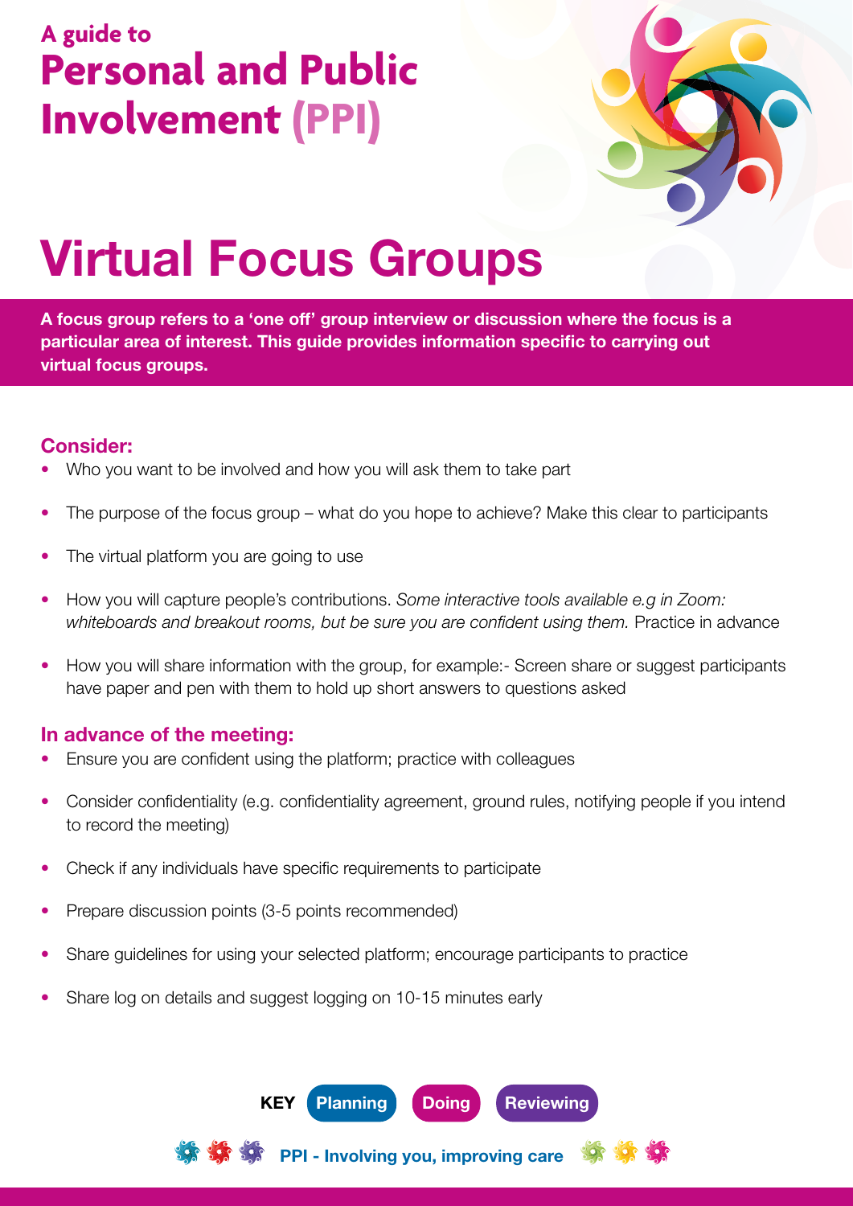A guide to

# Personal and Public Involvement (PPI)

# Virtual Focus Groups

**A focus group refers to a 'one off' group interview or discussion where the focus is a particular area of interest. This guide provides information specific to carrying out virtual focus groups.**

## Consider:

- Who you want to be involved and how you will ask them to take part
- The purpose of the focus group – what do you hope to achieve? Make this clear to participants
- The virtual platform you are going to use
- How you will capture people's contributions. *Some interactive tools available e.g in Zoom: whiteboards and breakout rooms, but be sure you are confident using them.* Practice in advance
- How you will share information with the group, for example:- Screen share or suggest participants have paper and pen with them to hold up short answers to questions asked

## In advance of the meeting:

- Ensure you are confident using the platform; practice with colleagues
- Consider confidentiality (e.g. confidentiality agreement, ground rules, notifying people if you intend to record the meeting)
- Check if any individuals have specific requirements to participate
- Prepare discussion points (3-5 points recommended)
- Share guidelines for using your selected platform; encourage participants to practice
- Share log on details and suggest logging on 10-15 minutes early

**KEY** Planning Doing Reviewing

**PPI - Involving you, improving care**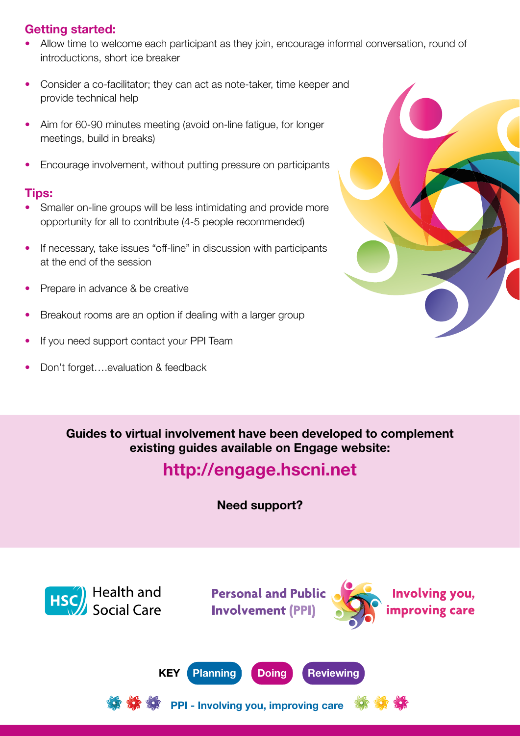## Getting started:

- Allow time to welcome each participant as they join, encourage informal conversation, round of introductions, short ice breaker
- Consider a co-facilitator; they can act as note-taker, time keeper and provide technical help
- Aim for 60-90 minutes meeting (avoid on-line fatigue, for longer meetings, build in breaks)
- Encourage involvement, without putting pressure on participants

## Tips:

- Smaller on-line groups will be less intimidating and provide more opportunity for all to contribute (4-5 people recommended)
- If necessary, take issues "off-line" in discussion with participants at the end of the session
- Prepare in advance & be creative
- Breakout rooms are an option if dealing with a larger group
- If you need support contact your PPI Team
- Don't forget….evaluation & feedback

**Guides to virtual involvement have been developed to complement existing guides available on Engage website:**

## http://engage.hscni.net

**Need support?**

HSC Health and Social Care

Personal and Public Involvement (PPI) Involving you, improving care

**KEY** Planning Doing Reviewing

**PPI - Involving you, improving care**